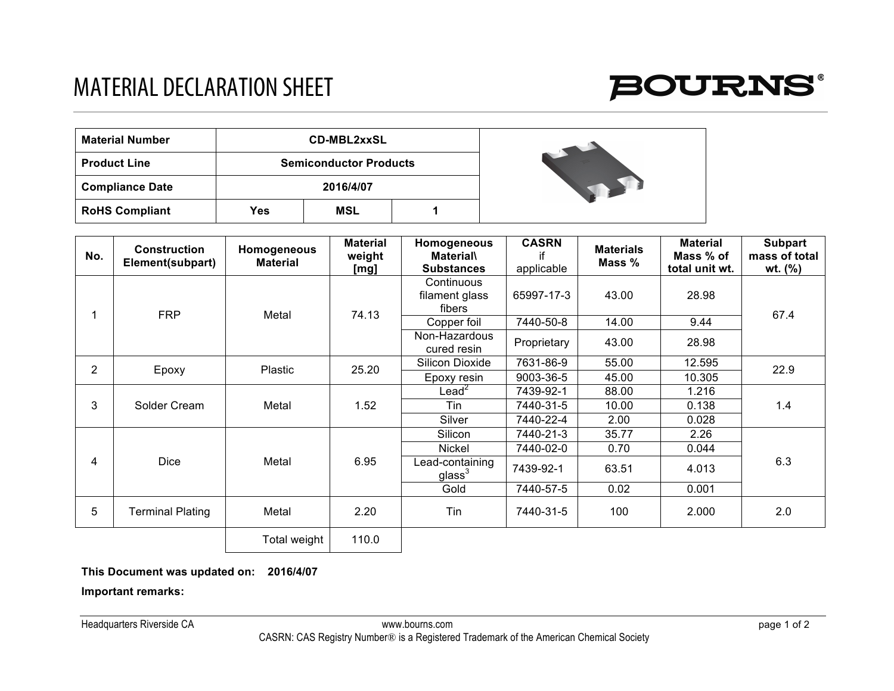# MATERIAL DECLARATION SHEET

BOURNS®

| Material Number | CD-MBL2xxSL | | |
|---|---|---|---|
| Product Line | Semiconductor Products | | |
| Compliance Date | 2016/4/07 | | |
| RoHS Compliant | Yes | MSL | 1 |

| No. | Construction Element(subpart) | Homogeneous Material | Material weight [mg] | Homogeneous Material\ Substances | CASRN if applicable | Materials Mass % | Material Mass % of total unit wt. | Subpart mass of total wt. (%) |
|---|---|---|---|---|---|---|---|---|
| 1 | FRP | Metal | 74.13 | Continuous filament glass fibers | 65997-17-3 | 43.00 | 28.98 | 67.4 |
| | | | | Copper foil | 7440-50-8 | 14.00 | 9.44 | |
| | | | | Non-Hazardous cured resin | Proprietary | 43.00 | 28.98 | |
| 2 | Epoxy | Plastic | 25.20 | Silicon Dioxide | 7631-86-9 | 55.00 | 12.595 | 22.9 |
| | | | | Epoxy resin | 9003-36-5 | 45.00 | 10.305 | |
| 3 | Solder Cream | Metal | 1.52 | Lead[2] | 7439-92-1 | 88.00 | 1.216 | 1.4 |
| | | | | Tin | 7440-31-5 | 10.00 | 0.138 | |
| | | | | Silver | 7440-22-4 | 2.00 | 0.028 | |
| 4 | Dice | Metal | 6.95 | Silicon | 7440-21-3 | 35.77 | 2.26 | 6.3 |
| | | | | Nickel | 7440-02-0 | 0.70 | 0.044 | |
| | | | | Lead-containing glass[3] | 7439-92-1 | 63.51 | 4.013 | |
| | | | | Gold | 7440-57-5 | 0.02 | 0.001 | |
| 5 | Terminal Plating | Metal | 2.20 | Tin | 7440-31-5 | 100 | 2.000 | 2.0 |
| | | Total weight | 110.0 | | | | | |

**This Document was updated on: 2016/4/07**

**Important remarks:**

Headquarters Riverside CA www.bourns.com

CASRN: CAS Registry Number® is a Registered Trademark of the American Chemical Society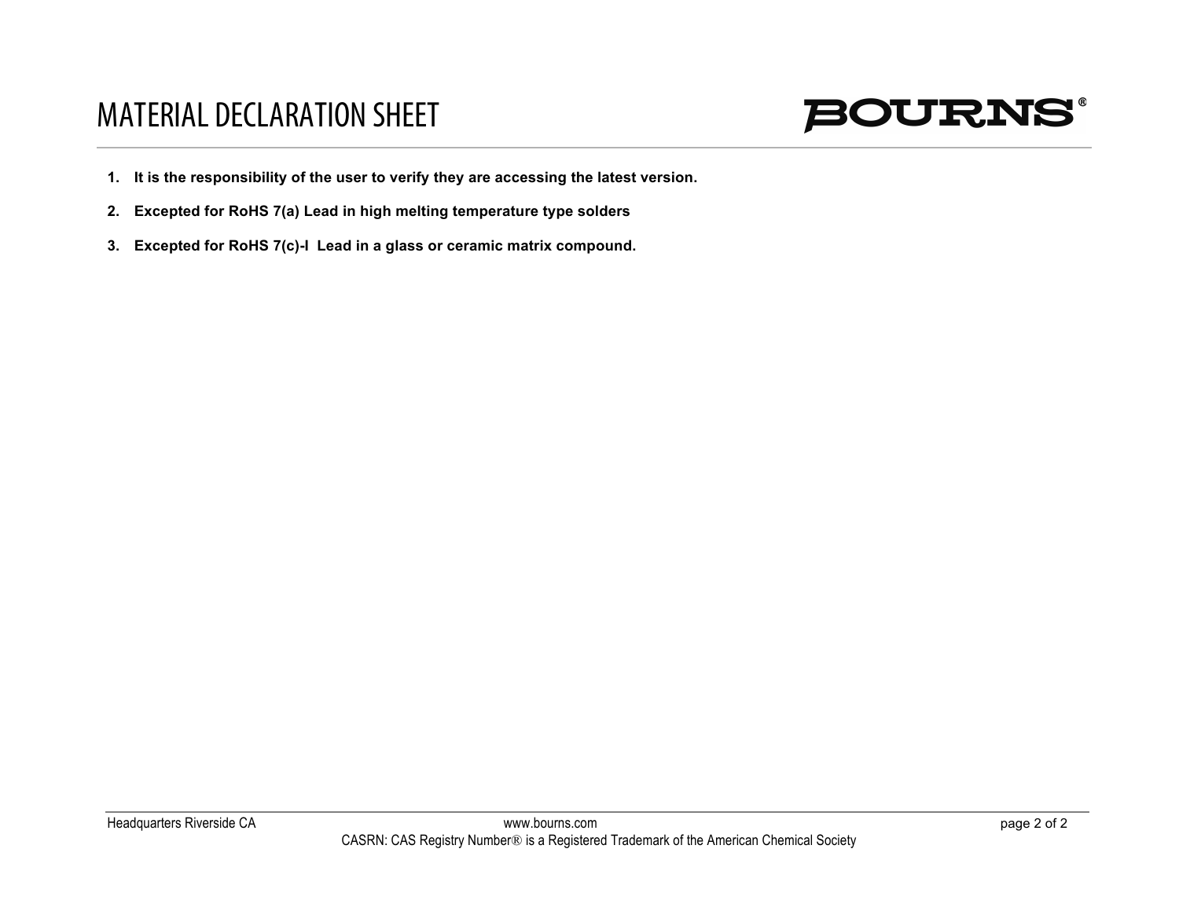1. **It is the responsibility of the user to verify they are accessing the latest version.**
2. **Excepted for RoHS 7(a) Lead in high melting temperature type solders**
3. **Excepted for RoHS 7(c)-I  Lead in a glass or ceramic matrix compound.**

CASRN: CAS Registry Number® is a Registered Trademark of the American Chemical Society